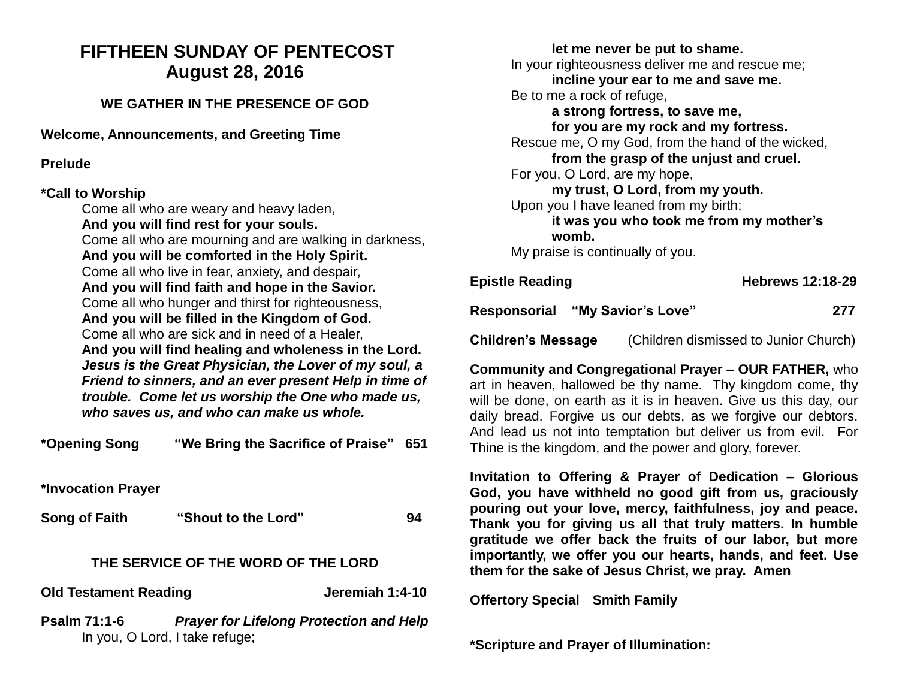# FIFTHEEN SUNDAY OF PENTECOST
## August 28, 2016

### WE GATHER IN THE PRESENCE OF GOD

**Welcome, Announcements, and Greeting Time**

**Prelude**

**\*Call to Worship**

Come all who are weary and heavy laden,
**And you will find rest for your souls.**
Come all who are mourning and are walking in darkness,
**And you will be comforted in the Holy Spirit.**
Come all who live in fear, anxiety, and despair,
**And you will find faith and hope in the Savior.**
Come all who hunger and thirst for righteousness,
**And you will be filled in the Kingdom of God.**
Come all who are sick and in need of a Healer,
**And you will find healing and wholeness in the Lord.**
***Jesus is the Great Physician, the Lover of my soul, a Friend to sinners, and an ever present Help in time of trouble. Come let us worship the One who made us, who saves us, and who can make us whole.***

**\*Opening Song "We Bring the Sacrifice of Praise" 651**

**\*Invocation Prayer**

**Song of Faith "Shout to the Lord" 94**

### THE SERVICE OF THE WORD OF THE LORD

**Old Testament Reading Jeremiah 1:4-10**

**Psalm 71:1-6** ***Prayer for Lifelong Protection and Help***

In you, O Lord, I take refuge;
**let me never be put to shame.**
In your righteousness deliver me and rescue me;
**incline your ear to me and save me.**
Be to me a rock of refuge,
**a strong fortress, to save me,**
**for you are my rock and my fortress.**
Rescue me, O my God, from the hand of the wicked,
**from the grasp of the unjust and cruel.**
For you, O Lord, are my hope,
**my trust, O Lord, from my youth.**
Upon you I have leaned from my birth;
**it was you who took me from my mother's womb.**
My praise is continually of you.

**Epistle Reading Hebrews 12:18-29**

**Responsorial "My Savior's Love" 277**

**Children's Message** (Children dismissed to Junior Church)

**Community and Congregational Prayer – OUR FATHER,** who art in heaven, hallowed be thy name. Thy kingdom come, thy will be done, on earth as it is in heaven. Give us this day, our daily bread. Forgive us our debts, as we forgive our debtors. And lead us not into temptation but deliver us from evil. For Thine is the kingdom, and the power and glory, forever.

**Invitation to Offering & Prayer of Dedication – Glorious God, you have withheld no good gift from us, graciously pouring out your love, mercy, faithfulness, joy and peace. Thank you for giving us all that truly matters. In humble gratitude we offer back the fruits of our labor, but more importantly, we offer you our hearts, hands, and feet. Use them for the sake of Jesus Christ, we pray. Amen**

**Offertory Special Smith Family**

**\*Scripture and Prayer of Illumination:**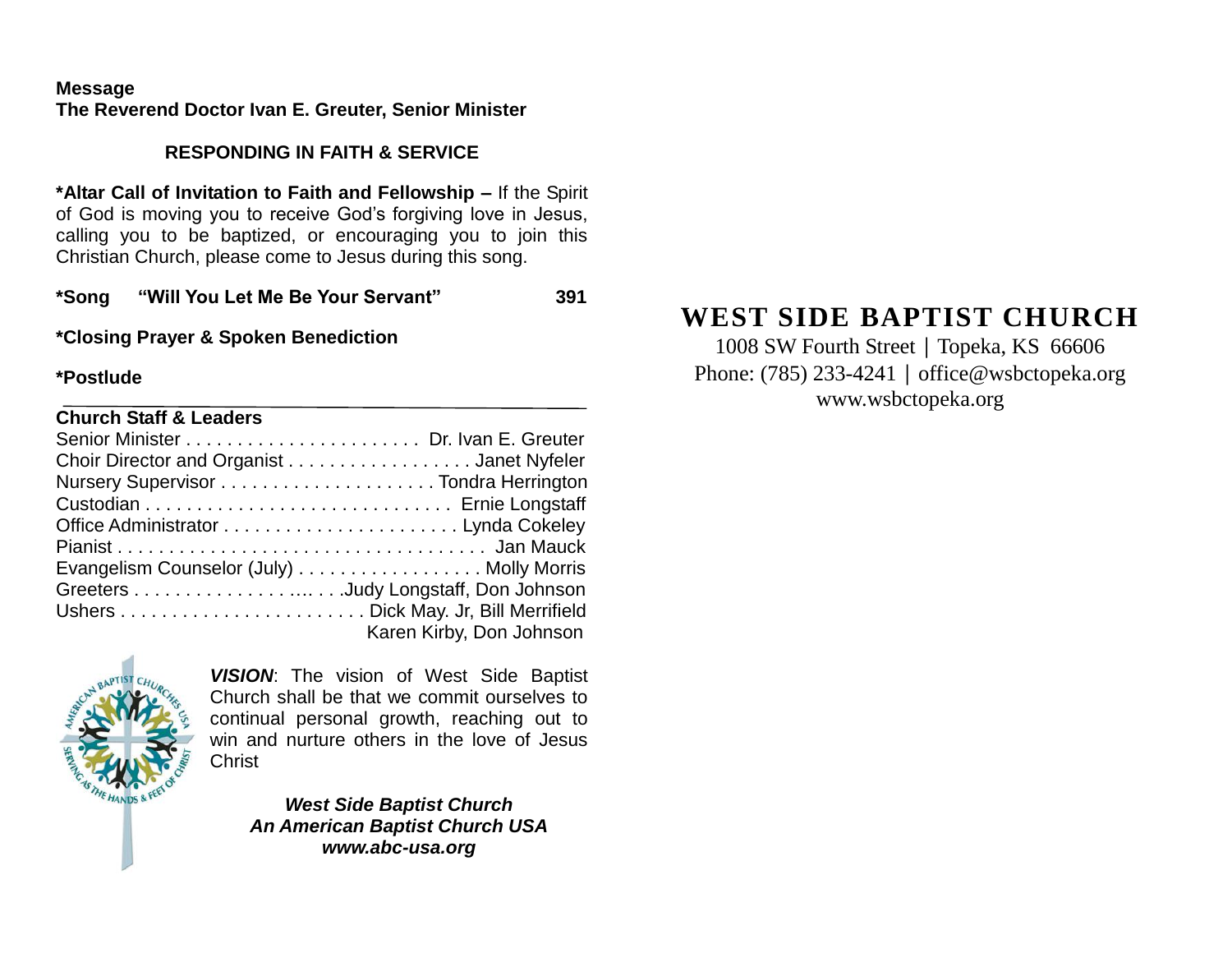**Message**
**The Reverend Doctor Ivan E. Greuter, Senior Minister**

**RESPONDING IN FAITH & SERVICE**

***Altar Call of Invitation to Faith and Fellowship –** If the Spirit of God is moving you to receive God's forgiving love in Jesus, calling you to be baptized, or encouraging you to join this Christian Church, please come to Jesus during this song.

***Song "Will You Let Me Be Your Servant" 391**

***Closing Prayer & Spoken Benediction**

***Postlude**

---

**Church Staff & Leaders**

Senior Minister . . . . . . . . . . . . . . . . . . . . . . . Dr. Ivan E. Greuter
Choir Director and Organist . . . . . . . . . . . . . . . . . . Janet Nyfeler
Nursery Supervisor . . . . . . . . . . . . . . . . . . . . . Tondra Herrington
Custodian . . . . . . . . . . . . . . . . . . . . . . . . . . . . . . Ernie Longstaff
Office Administrator . . . . . . . . . . . . . . . . . . . . . . . Lynda Cokeley
Pianist . . . . . . . . . . . . . . . . . . . . . . . . . . . . . . . . . . . . Jan Mauck
Evangelism Counselor (July) . . . . . . . . . . . . . . . . . . Molly Morris
Greeters . . . . . . . . . . . . . . . . . .... . . .Judy Longstaff, Don Johnson
Ushers . . . . . . . . . . . . . . . . . . . . . . . . Dick May. Jr, Bill Merrifield
Karen Kirby, Don Johnson

***VISION***: The vision of West Side Baptist Church shall be that we commit ourselves to continual personal growth, reaching out to win and nurture others in the love of Jesus Christ

***West Side Baptist Church***
***An American Baptist Church USA***
***www.abc-usa.org***

# WEST SIDE BAPTIST CHURCH

1008 SW Fourth Street | Topeka, KS 66606
Phone: (785) 233-4241 | office@wsbctopeka.org
www.wsbctopeka.org